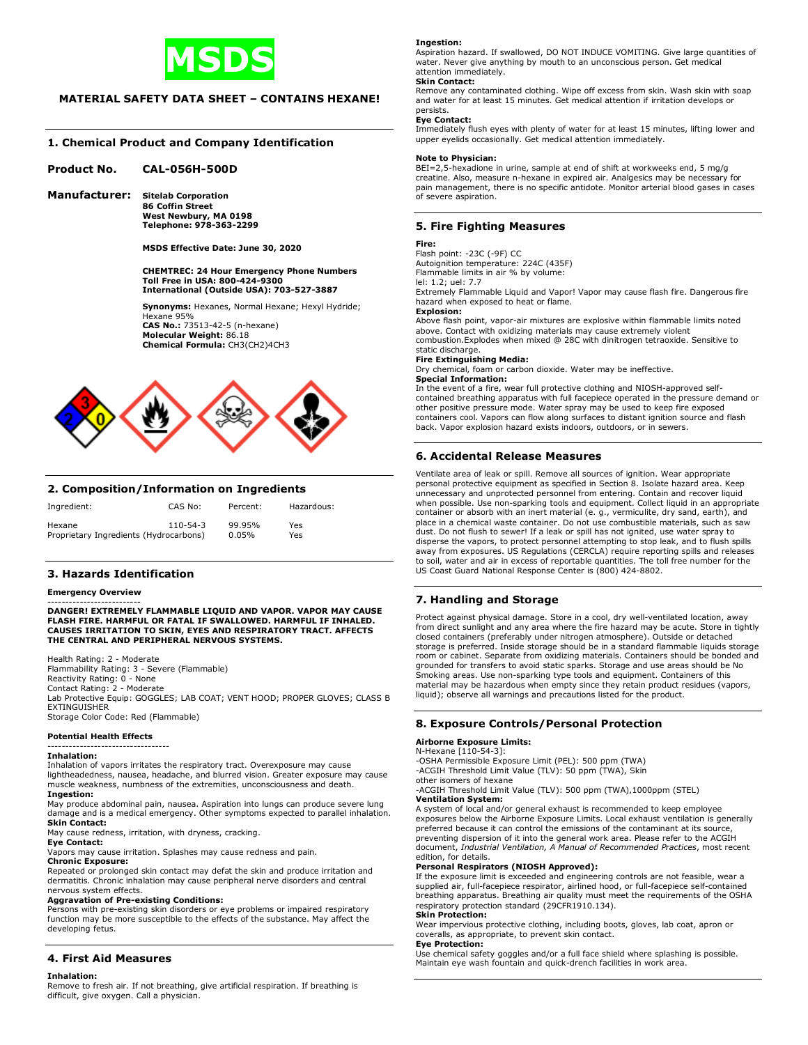# MSDS

**MATERIAL SAFETY DATA SHEET – CONTAINS HEXANE!**

## 1. Chemical Product and Company Identification

**Product No.** **CAL-056H-500D**

**Manufacturer:** **Sitelab Corporation**
**86 Coffin Street**
**West Newbury, MA 0198**
**Telephone: 978-363-2299**

**MSDS Effective Date: June 30, 2020**

**CHEMTREC: 24 Hour Emergency Phone Numbers**
**Toll Free in USA: 800-424-9300**
**International (Outside USA): 703-527-3887**

**Synonyms:** Hexanes, Normal Hexane; Hexyl Hydride; Hexane 95%
**CAS No.:** 73513-42-5 (n-hexane)
**Molecular Weight:** 86.18
**Chemical Formula:** $CH_3(CH_2)_4CH_3$

## 2. Composition/Information on Ingredients

| Ingredient: | CAS No: | Percent: | Hazardous: |
|---|---|---|---|
| Hexane | 110-54-3 | 99.95% | Yes |
| Proprietary Ingredients (Hydrocarbons) | | 0.05% | Yes |

## 3. Hazards Identification

**Emergency Overview**

**DANGER! EXTREMELY FLAMMABLE LIQUID AND VAPOR. VAPOR MAY CAUSE FLASH FIRE. HARMFUL OR FATAL IF SWALLOWED. HARMFUL IF INHALED. CAUSES IRRITATION TO SKIN, EYES AND RESPIRATORY TRACT. AFFECTS THE CENTRAL AND PERIPHERAL NERVOUS SYSTEMS.**

Health Rating: 2 - Moderate
Flammability Rating: 3 - Severe (Flammable)
Reactivity Rating: 0 - None
Contact Rating: 2 - Moderate
Lab Protective Equip: GOGGLES; LAB COAT; VENT HOOD; PROPER GLOVES; CLASS B EXTINGUISHER
Storage Color Code: Red (Flammable)

**Potential Health Effects**

**Inhalation:**
Inhalation of vapors irritates the respiratory tract. Overexposure may cause lightheadedness, nausea, headache, and blurred vision. Greater exposure may cause muscle weakness, numbness of the extremities, unconsciousness and death.
**Ingestion:**
May produce abdominal pain, nausea. Aspiration into lungs can produce severe lung damage and is a medical emergency. Other symptoms expected to parallel inhalation.
**Skin Contact:**
May cause redness, irritation, with dryness, cracking.
**Eye Contact:**
Vapors may cause irritation. Splashes may cause redness and pain.
**Chronic Exposure:**
Repeated or prolonged skin contact may defat the skin and produce irritation and dermatitis. Chronic inhalation may cause peripheral nerve disorders and central nervous system effects.
**Aggravation of Pre-existing Conditions:**
Persons with pre-existing skin disorders or eye problems or impaired respiratory function may be more susceptible to the effects of the substance. May affect the developing fetus.

## 4. First Aid Measures

**Inhalation:**
Remove to fresh air. If not breathing, give artificial respiration. If breathing is difficult, give oxygen. Call a physician.
**Ingestion:**
Aspiration hazard. If swallowed, DO NOT INDUCE VOMITING. Give large quantities of water. Never give anything by mouth to an unconscious person. Get medical attention immediately.
**Skin Contact:**
Remove any contaminated clothing. Wipe off excess from skin. Wash skin with soap and water for at least 15 minutes. Get medical attention if irritation develops or persists.
**Eye Contact:**
Immediately flush eyes with plenty of water for at least 15 minutes, lifting lower and upper eyelids occasionally. Get medical attention immediately.

**Note to Physician:**
BEI=2,5-hexadione in urine, sample at end of shift at workweeks end, 5 mg/g creatine. Also, measure n-hexane in expired air. Analgesics may be necessary for pain management, there is no specific antidote. Monitor arterial blood gases in cases of severe aspiration.

## 5. Fire Fighting Measures

**Fire:**
Flash point: -23C (-9F) CC
Autoignition temperature: 224C (435F)
Flammable limits in air % by volume:
lel: 1.2; uel: 7.7
Extremely Flammable Liquid and Vapor! Vapor may cause flash fire. Dangerous fire hazard when exposed to heat or flame.
**Explosion:**
Above flash point, vapor-air mixtures are explosive within flammable limits noted above. Contact with oxidizing materials may cause extremely violent combustion.Explodes when mixed @ 28C with dinitrogen tetraoxide. Sensitive to static discharge.
**Fire Extinguishing Media:**
Dry chemical, foam or carbon dioxide. Water may be ineffective.
**Special Information:**
In the event of a fire, wear full protective clothing and NIOSH-approved self-contained breathing apparatus with full facepiece operated in the pressure demand or other positive pressure mode. Water spray may be used to keep fire exposed containers cool. Vapors can flow along surfaces to distant ignition source and flash back. Vapor explosion hazard exists indoors, outdoors, or in sewers.

## 6. Accidental Release Measures

Ventilate area of leak or spill. Remove all sources of ignition. Wear appropriate personal protective equipment as specified in Section 8. Isolate hazard area. Keep unnecessary and unprotected personnel from entering. Contain and recover liquid when possible. Use non-sparking tools and equipment. Collect liquid in an appropriate container or absorb with an inert material (e. g., vermiculite, dry sand, earth), and place in a chemical waste container. Do not use combustible materials, such as saw dust. Do not flush to sewer! If a leak or spill has not ignited, use water spray to disperse the vapors, to protect personnel attempting to stop leak, and to flush spills away from exposures. US Regulations (CERCLA) require reporting spills and releases to soil, water and air in excess of reportable quantities. The toll free number for the US Coast Guard National Response Center is (800) 424-8802.

## 7. Handling and Storage

Protect against physical damage. Store in a cool, dry well-ventilated location, away from direct sunlight and any area where the fire hazard may be acute. Store in tightly closed containers (preferably under nitrogen atmosphere). Outside or detached storage is preferred. Inside storage should be in a standard flammable liquids storage room or cabinet. Separate from oxidizing materials. Containers should be bonded and grounded for transfers to avoid static sparks. Storage and use areas should be No Smoking areas. Use non-sparking type tools and equipment. Containers of this material may be hazardous when empty since they retain product residues (vapors, liquid); observe all warnings and precautions listed for the product.

## 8. Exposure Controls/Personal Protection

**Airborne Exposure Limits:**
N-Hexane [110-54-3]:
-OSHA Permissible Exposure Limit (PEL): 500 ppm (TWA)
-ACGIH Threshold Limit Value (TLV): 50 ppm (TWA), Skin
other isomers of hexane
-ACGIH Threshold Limit Value (TLV): 500 ppm (TWA),1000ppm (STEL)
**Ventilation System:**
A system of local and/or general exhaust is recommended to keep employee exposures below the Airborne Exposure Limits. Local exhaust ventilation is generally preferred because it can control the emissions of the contaminant at its source, preventing dispersion of it into the general work area. Please refer to the ACGIH document, *Industrial Ventilation, A Manual of Recommended Practices*, most recent edition, for details.
**Personal Respirators (NIOSH Approved):**
If the exposure limit is exceeded and engineering controls are not feasible, wear a supplied air, full-facepiece respirator, airlined hood, or full-facepiece self-contained breathing apparatus. Breathing air quality must meet the requirements of the OSHA respiratory protection standard (29CFR1910.134).
**Skin Protection:**
Wear impervious protective clothing, including boots, gloves, lab coat, apron or coveralls, as appropriate, to prevent skin contact.
**Eye Protection:**
Use chemical safety goggles and/or a full face shield where splashing is possible. Maintain eye wash fountain and quick-drench facilities in work area.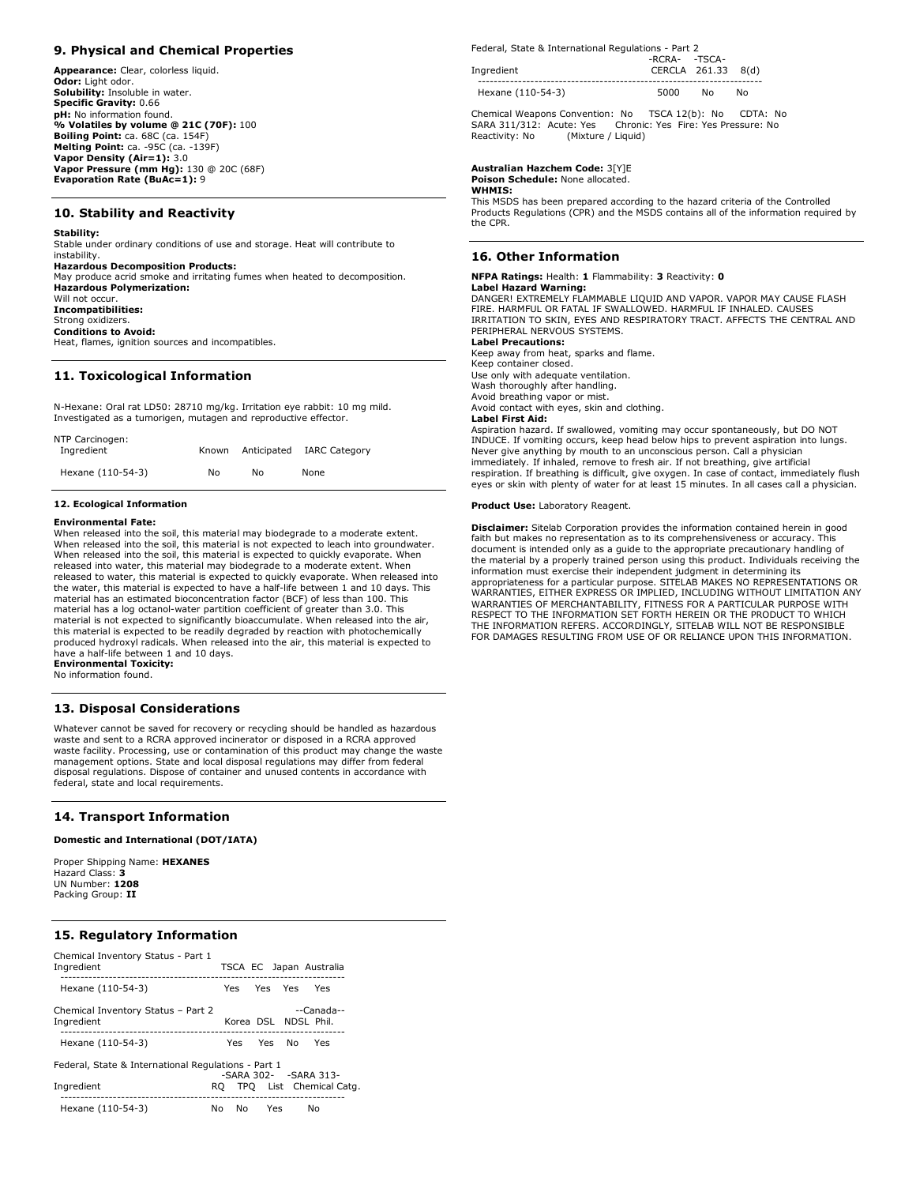## 9. Physical and Chemical Properties

**Appearance:** Clear, colorless liquid.
**Odor:** Light odor.
**Solubility:** Insoluble in water.
**Specific Gravity:** 0.66
**pH:** No information found.
**% Volatiles by volume @ 21C (70F):** 100
**Boiling Point:** ca. 68C (ca. 154F)
**Melting Point:** ca. -95C (ca. -139F)
**Vapor Density (Air=1):** 3.0
**Vapor Pressure (mm Hg):** 130 @ 20C (68F)
**Evaporation Rate (BuAc=1):** 9

## 10. Stability and Reactivity

**Stability:**
Stable under ordinary conditions of use and storage. Heat will contribute to instability.
**Hazardous Decomposition Products:**
May produce acrid smoke and irritating fumes when heated to decomposition.
**Hazardous Polymerization:**
Will not occur.
**Incompatibilities:**
Strong oxidizers.
**Conditions to Avoid:**
Heat, flames, ignition sources and incompatibles.

## 11. Toxicological Information

N-Hexane: Oral rat LD50: 28710 mg/kg. Irritation eye rabbit: 10 mg mild. Investigated as a tumorigen, mutagen and reproductive effector.

NTP Carcinogen:

| Ingredient | Known | Anticipated | IARC Category |
|---|---|---|---|
| Hexane (110-54-3) | No | No | None |

### 12. Ecological Information

**Environmental Fate:**
When released into the soil, this material may biodegrade to a moderate extent. When released into the soil, this material is not expected to leach into groundwater. When released into the soil, this material is expected to quickly evaporate. When released into water, this material may biodegrade to a moderate extent. When released to water, this material is expected to quickly evaporate. When released into the water, this material is expected to have a half-life between 1 and 10 days. This material has an estimated bioconcentration factor (BCF) of less than 100. This material has a log octanol-water partition coefficient of greater than 3.0. This material is not expected to significantly bioaccumulate. When released into the air, this material is expected to be readily degraded by reaction with photochemically produced hydroxyl radicals. When released into the air, this material is expected to have a half-life between 1 and 10 days.
**Environmental Toxicity:**
No information found.

## 13. Disposal Considerations

Whatever cannot be saved for recovery or recycling should be handled as hazardous waste and sent to a RCRA approved incinerator or disposed in a RCRA approved waste facility. Processing, use or contamination of this product may change the waste management options. State and local disposal regulations may differ from federal disposal regulations. Dispose of container and unused contents in accordance with federal, state and local requirements.

## 14. Transport Information

**Domestic and International (DOT/IATA)**

Proper Shipping Name: **HEXANES**
Hazard Class: **3**
UN Number: **1208**
Packing Group: **II**

## 15. Regulatory Information

Chemical Inventory Status - Part 1

| Ingredient | TSCA | EC | Japan | Australia |
|---|---|---|---|---|
| Hexane (110-54-3) | Yes | Yes | Yes | Yes |

Chemical Inventory Status – Part 2

| | | --Canada-- | | |
|---|---|---|---|---|
| Ingredient | Korea | DSL | NDSL | Phil. |
| Hexane (110-54-3) | Yes | Yes | No | Yes |

Federal, State & International Regulations - Part 1

| | -SARA 302- | | -SARA 313- | |
|---|---|---|---|---|
| Ingredient | RQ | TPQ | List | Chemical Catg. |
| Hexane (110-54-3) | No | No | Yes | No |

Federal, State & International Regulations - Part 2

| | -RCRA- | -TSCA- | |
|---|---|---|---|
| Ingredient | CERCLA | 261.33 | 8(d) |
| Hexane (110-54-3) | 5000 | No | No |

Chemical Weapons Convention: No TSCA 12(b): No CDTA: No
SARA 311/312: Acute: Yes Chronic: Yes Fire: Yes Pressure: No
Reactivity: No (Mixture / Liquid)

**Australian Hazchem Code:** 3[Y]E
**Poison Schedule:** None allocated.
**WHMIS:**
This MSDS has been prepared according to the hazard criteria of the Controlled Products Regulations (CPR) and the MSDS contains all of the information required by the CPR.

## 16. Other Information

**NFPA Ratings:** Health: **1** Flammability: **3** Reactivity: **0**
**Label Hazard Warning:**
DANGER! EXTREMELY FLAMMABLE LIQUID AND VAPOR. VAPOR MAY CAUSE FLASH FIRE. HARMFUL OR FATAL IF SWALLOWED. HARMFUL IF INHALED. CAUSES IRRITATION TO SKIN, EYES AND RESPIRATORY TRACT. AFFECTS THE CENTRAL AND PERIPHERAL NERVOUS SYSTEMS.
**Label Precautions:**
Keep away from heat, sparks and flame.
Keep container closed.
Use only with adequate ventilation.
Wash thoroughly after handling.
Avoid breathing vapor or mist.
Avoid contact with eyes, skin and clothing.
**Label First Aid:**
Aspiration hazard. If swallowed, vomiting may occur spontaneously, but DO NOT INDUCE. If vomiting occurs, keep head below hips to prevent aspiration into lungs. Never give anything by mouth to an unconscious person. Call a physician immediately. If inhaled, remove to fresh air. If not breathing, give artificial respiration. If breathing is difficult, give oxygen. In case of contact, immediately flush eyes or skin with plenty of water for at least 15 minutes. In all cases call a physician.

**Product Use:** Laboratory Reagent.

**Disclaimer:** Sitelab Corporation provides the information contained herein in good faith but makes no representation as to its comprehensiveness or accuracy. This document is intended only as a guide to the appropriate precautionary handling of the material by a properly trained person using this product. Individuals receiving the information must exercise their independent judgment in determining its appropriateness for a particular purpose. SITELAB MAKES NO REPRESENTATIONS OR WARRANTIES, EITHER EXPRESS OR IMPLIED, INCLUDING WITHOUT LIMITATION ANY WARRANTIES OF MERCHANTABILITY, FITNESS FOR A PARTICULAR PURPOSE WITH RESPECT TO THE INFORMATION SET FORTH HEREIN OR THE PRODUCT TO WHICH THE INFORMATION REFERS. ACCORDINGLY, SITELAB WILL NOT BE RESPONSIBLE FOR DAMAGES RESULTING FROM USE OF OR RELIANCE UPON THIS INFORMATION.